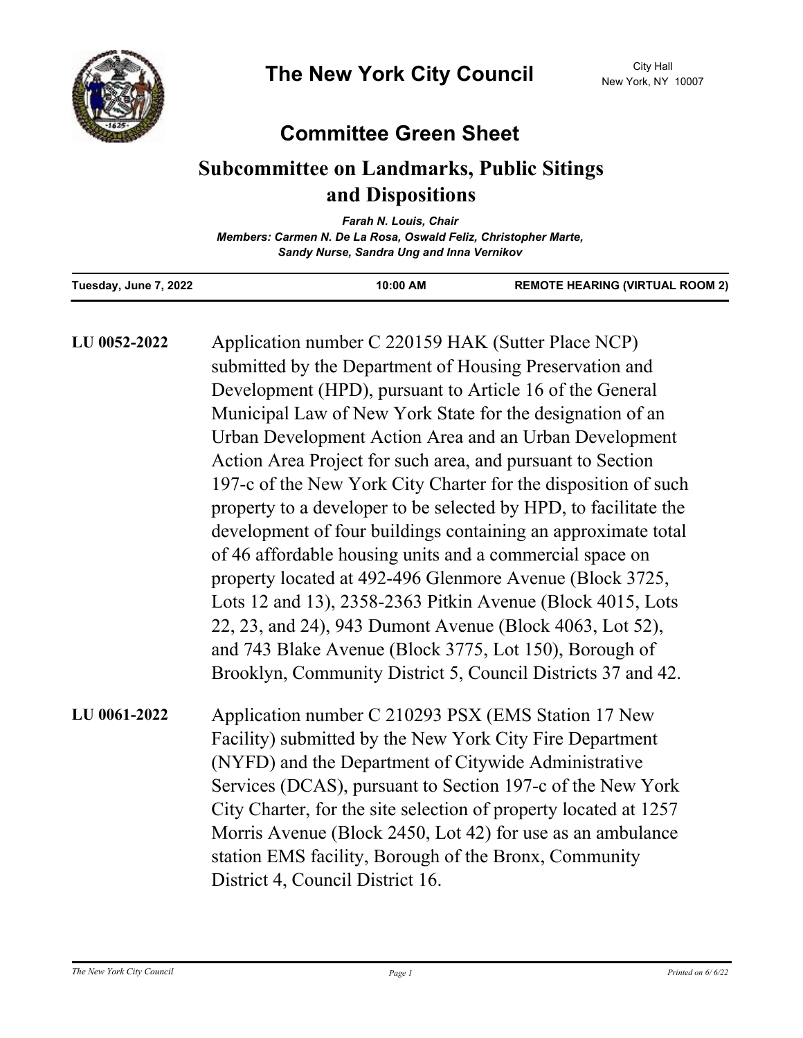# The New York City Council

City Hall
New York, NY 10007

## Committee Green Sheet

### Subcommittee on Landmarks, Public Sitings and Dispositions

***Farah N. Louis, Chair***
***Members: Carmen N. De La Rosa, Oswald Feliz, Christopher Marte, Sandy Nurse, Sandra Ung and Inna Vernikov***

**Tuesday, June 7, 2022** | **10:00 AM** | **REMOTE HEARING (VIRTUAL ROOM 2)**

---

**LU 0052-2022**

Application number C 220159 HAK (Sutter Place NCP) submitted by the Department of Housing Preservation and Development (HPD), pursuant to Article 16 of the General Municipal Law of New York State for the designation of an Urban Development Action Area and an Urban Development Action Area Project for such area, and pursuant to Section 197-c of the New York City Charter for the disposition of such property to a developer to be selected by HPD, to facilitate the development of four buildings containing an approximate total of 46 affordable housing units and a commercial space on property located at 492-496 Glenmore Avenue (Block 3725, Lots 12 and 13), 2358-2363 Pitkin Avenue (Block 4015, Lots 22, 23, and 24), 943 Dumont Avenue (Block 4063, Lot 52), and 743 Blake Avenue (Block 3775, Lot 150), Borough of Brooklyn, Community District 5, Council Districts 37 and 42.

**LU 0061-2022**

Application number C 210293 PSX (EMS Station 17 New Facility) submitted by the New York City Fire Department (NYFD) and the Department of Citywide Administrative Services (DCAS), pursuant to Section 197-c of the New York City Charter, for the site selection of property located at 1257 Morris Avenue (Block 2450, Lot 42) for use as an ambulance station EMS facility, Borough of the Bronx, Community District 4, Council District 16.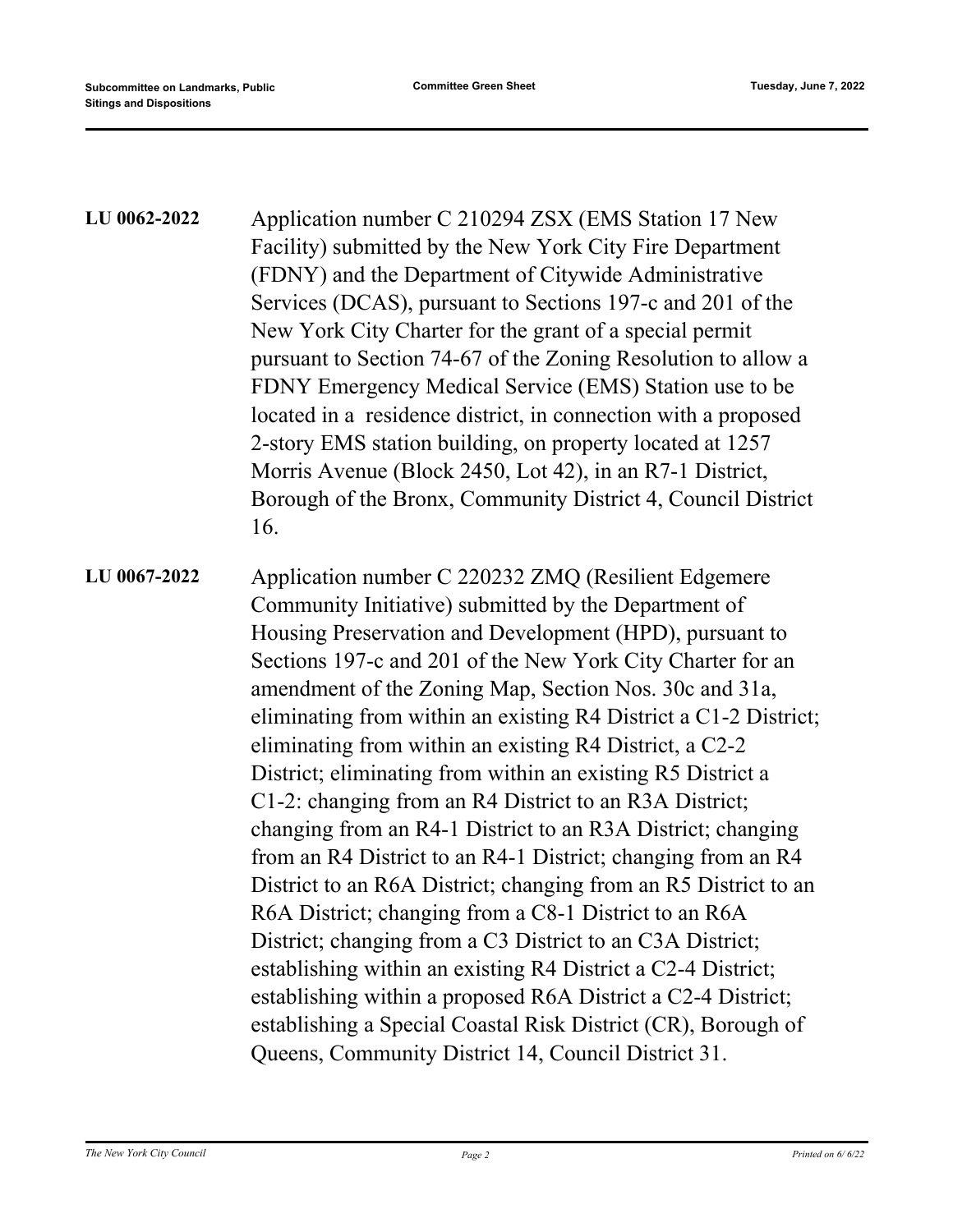**LU 0062-2022**

Application number C 210294 ZSX (EMS Station 17 New Facility) submitted by the New York City Fire Department (FDNY) and the Department of Citywide Administrative Services (DCAS), pursuant to Sections 197-c and 201 of the New York City Charter for the grant of a special permit pursuant to Section 74-67 of the Zoning Resolution to allow a FDNY Emergency Medical Service (EMS) Station use to be located in a residence district, in connection with a proposed 2-story EMS station building, on property located at 1257 Morris Avenue (Block 2450, Lot 42), in an R7-1 District, Borough of the Bronx, Community District 4, Council District 16.

**LU 0067-2022**

Application number C 220232 ZMQ (Resilient Edgemere Community Initiative) submitted by the Department of Housing Preservation and Development (HPD), pursuant to Sections 197-c and 201 of the New York City Charter for an amendment of the Zoning Map, Section Nos. 30c and 31a, eliminating from within an existing R4 District a C1-2 District; eliminating from within an existing R4 District, a C2-2 District; eliminating from within an existing R5 District a C1-2: changing from an R4 District to an R3A District; changing from an R4-1 District to an R3A District; changing from an R4 District to an R4-1 District; changing from an R4 District to an R6A District; changing from an R5 District to an R6A District; changing from a C8-1 District to an R6A District; changing from a C3 District to an C3A District; establishing within an existing R4 District a C2-4 District; establishing within a proposed R6A District a C2-4 District; establishing a Special Coastal Risk District (CR), Borough of Queens, Community District 14, Council District 31.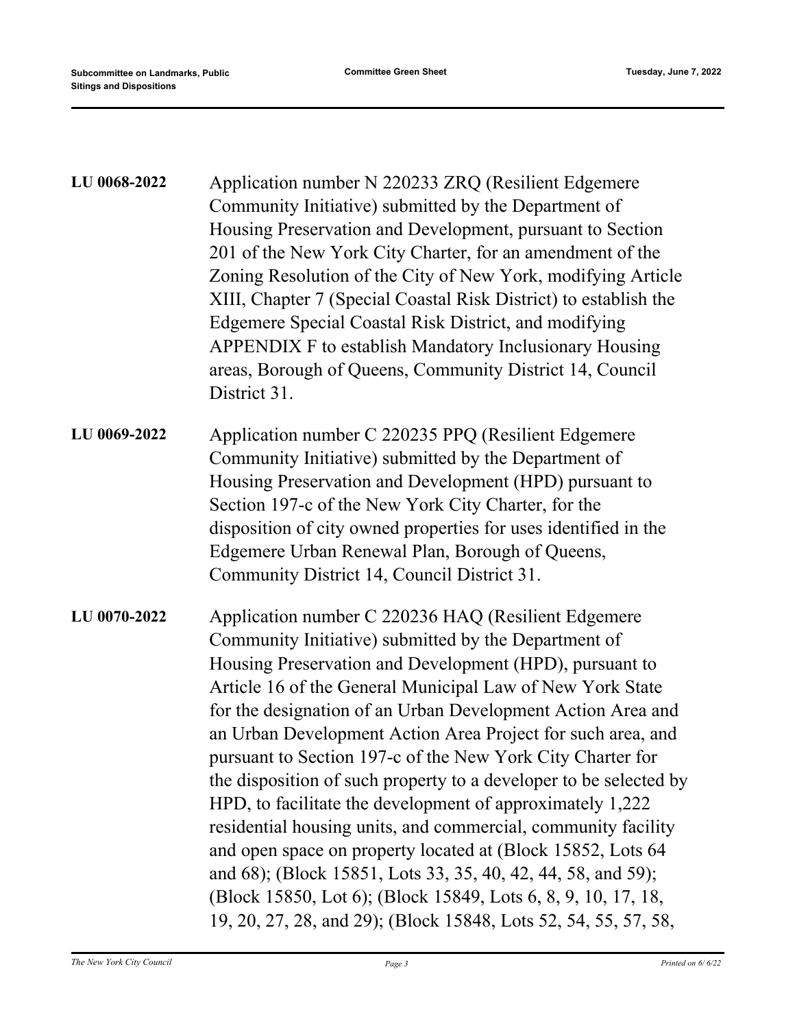**LU 0068-2022** Application number N 220233 ZRQ (Resilient Edgemere Community Initiative) submitted by the Department of Housing Preservation and Development, pursuant to Section 201 of the New York City Charter, for an amendment of the Zoning Resolution of the City of New York, modifying Article XIII, Chapter 7 (Special Coastal Risk District) to establish the Edgemere Special Coastal Risk District, and modifying APPENDIX F to establish Mandatory Inclusionary Housing areas, Borough of Queens, Community District 14, Council District 31.

**LU 0069-2022** Application number C 220235 PPQ (Resilient Edgemere Community Initiative) submitted by the Department of Housing Preservation and Development (HPD) pursuant to Section 197-c of the New York City Charter, for the disposition of city owned properties for uses identified in the Edgemere Urban Renewal Plan, Borough of Queens, Community District 14, Council District 31.

**LU 0070-2022** Application number C 220236 HAQ (Resilient Edgemere Community Initiative) submitted by the Department of Housing Preservation and Development (HPD), pursuant to Article 16 of the General Municipal Law of New York State for the designation of an Urban Development Action Area and an Urban Development Action Area Project for such area, and pursuant to Section 197-c of the New York City Charter for the disposition of such property to a developer to be selected by HPD, to facilitate the development of approximately 1,222 residential housing units, and commercial, community facility and open space on property located at (Block 15852, Lots 64 and 68); (Block 15851, Lots 33, 35, 40, 42, 44, 58, and 59); (Block 15850, Lot 6); (Block 15849, Lots 6, 8, 9, 10, 17, 18, 19, 20, 27, 28, and 29); (Block 15848, Lots 52, 54, 55, 57, 58,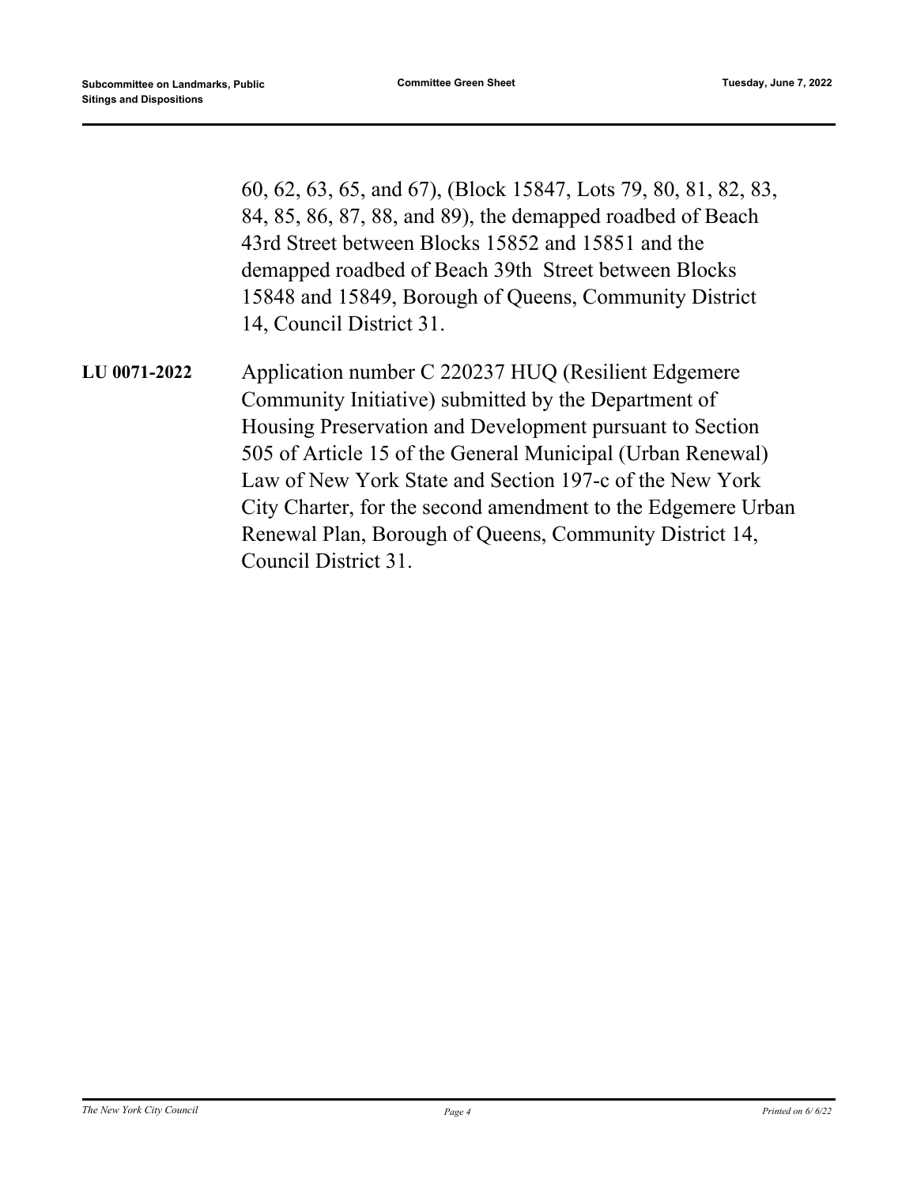60, 62, 63, 65, and 67), (Block 15847, Lots 79, 80, 81, 82, 83, 84, 85, 86, 87, 88, and 89), the demapped roadbed of Beach 43rd Street between Blocks 15852 and 15851 and the demapped roadbed of Beach 39th Street between Blocks 15848 and 15849, Borough of Queens, Community District 14, Council District 31.

**LU 0071-2022** Application number C 220237 HUQ (Resilient Edgemere Community Initiative) submitted by the Department of Housing Preservation and Development pursuant to Section 505 of Article 15 of the General Municipal (Urban Renewal) Law of New York State and Section 197-c of the New York City Charter, for the second amendment to the Edgemere Urban Renewal Plan, Borough of Queens, Community District 14, Council District 31.